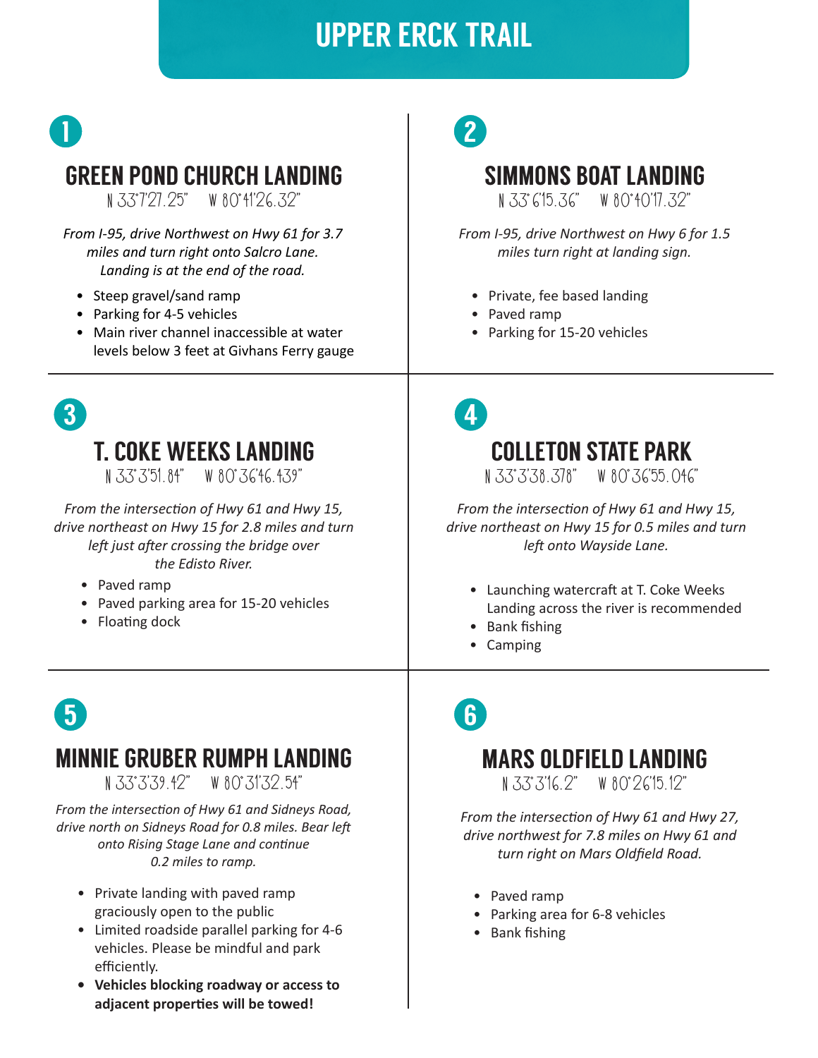# UPPER ERCK TRAIL

## 1

## GREEN POND CHURCH LANDING

N 33°7'27.25" W 80°41'26.32"

*From I-95, drive Northwest on Hwy 61 for 3.7 miles and turn right onto Salcro Lane. Landing is at the end of the road.*

- Steep gravel/sand ramp
- Parking for 4-5 vehicles
- Main river channel inaccessible at water levels below 3 feet at Givhans Ferry gauge

## 2

## SIMMONS BOAT LANDING

N 33° 6'15.36" W 80°40'17.32"

*From I-95, drive Northwest on Hwy 6 for 1.5 miles turn right at landing sign.*

- Private, fee based landing
- Paved ramp
- Parking for 15-20 vehicles

## 3

## T. COKE WEEKS LANDING

N 33°3'51.84" W 80°36'46.439"

*From the intersection of Hwy 61 and Hwy 15, drive northeast on Hwy 15 for 2.8 miles and turn left just after crossing the bridge over the Edisto River.*

- Paved ramp
- Paved parking area for 15-20 vehicles
- Floating dock

## 4

## COLLETON STATE PARK

N 33°3'38.378" W 80°36'55.046"

*From the intersection of Hwy 61 and Hwy 15, drive northeast on Hwy 15 for 0.5 miles and turn left onto Wayside Lane.*

- Launching watercraft at T. Coke Weeks Landing across the river is recommended
- Bank fishing
- Camping

## 5

## MINNIE GRUBER RUMPH LANDING

N 33°3'39.42" W 80°31'32.54"

*From the intersection of Hwy 61 and Sidneys Road, drive north on Sidneys Road for 0.8 miles. Bear left onto Rising Stage Lane and continue 0.2 miles to ramp.*

- Private landing with paved ramp graciously open to the public
- Limited roadside parallel parking for 4-6 vehicles. Please be mindful and park efficiently.
- **Vehicles blocking roadway or access to adjacent properties will be towed!**

## 6

## MARS OLDFIELD LANDING

N 33°3'16.2" W 80°26'15.12"

*From the intersection of Hwy 61 and Hwy 27, drive northwest for 7.8 miles on Hwy 61 and turn right on Mars Oldfield Road.*

- Paved ramp
- Parking area for 6-8 vehicles
- Bank fishing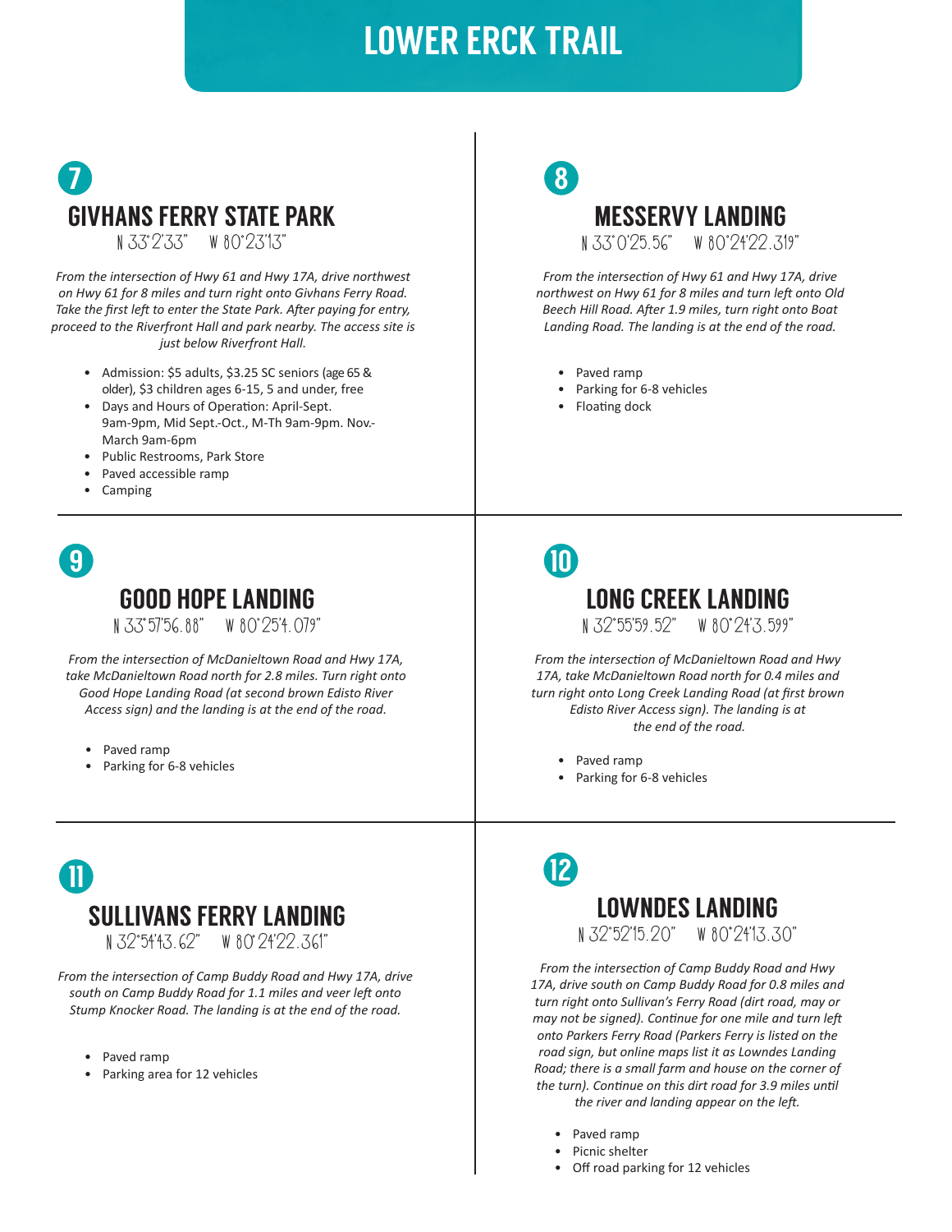# LOWER ERCK TRAIL

## 7 GIVHANS FERRY STATE PARK

N 33°2'33" W 80°23'13"

*From the intersection of Hwy 61 and Hwy 17A, drive northwest on Hwy 61 for 8 miles and turn right onto Givhans Ferry Road. Take the first left to enter the State Park. After paying for entry, proceed to the Riverfront Hall and park nearby. The access site is just below Riverfront Hall.*

- Admission: $5 adults, $3.25 SC seniors (age 65 & older), $3 children ages 6-15, 5 and under, free
- Days and Hours of Operation: April-Sept. 9am-9pm, Mid Sept.-Oct., M-Th 9am-9pm. Nov.-March 9am-6pm
- Public Restrooms, Park Store
- Paved accessible ramp
- Camping

## 8 MESSERVY LANDING

N 33°0'25.56" W 80°24'22.319"

*From the intersection of Hwy 61 and Hwy 17A, drive northwest on Hwy 61 for 8 miles and turn left onto Old Beech Hill Road. After 1.9 miles, turn right onto Boat Landing Road. The landing is at the end of the road.*

- Paved ramp
- Parking for 6-8 vehicles
- Floating dock

## 9 GOOD HOPE LANDING

N 33°57'56.88" W 80°25'4.079"

*From the intersection of McDanieltown Road and Hwy 17A, take McDanieltown Road north for 2.8 miles. Turn right onto Good Hope Landing Road (at second brown Edisto River Access sign) and the landing is at the end of the road.*

- Paved ramp
- Parking for 6-8 vehicles

## 10 LONG CREEK LANDING

N 32°55'59.52" W 80°24'3.599"

*From the intersection of McDanieltown Road and Hwy 17A, take McDanieltown Road north for 0.4 miles and turn right onto Long Creek Landing Road (at first brown Edisto River Access sign). The landing is at the end of the road.*

- Paved ramp
- Parking for 6-8 vehicles

## 11 SULLIVANS FERRY LANDING

N 32°54'43.62" W 80°24'22.361"

*From the intersection of Camp Buddy Road and Hwy 17A, drive south on Camp Buddy Road for 1.1 miles and veer left onto Stump Knocker Road. The landing is at the end of the road.*

- Paved ramp
- Parking area for 12 vehicles

## 12 LOWNDES LANDING

N 32°52'15.20" W 80°24'13.30"

*From the intersection of Camp Buddy Road and Hwy 17A, drive south on Camp Buddy Road for 0.8 miles and turn right onto Sullivan's Ferry Road (dirt road, may or may not be signed). Continue for one mile and turn left onto Parkers Ferry Road (Parkers Ferry is listed on the road sign, but online maps list it as Lowndes Landing Road; there is a small farm and house on the corner of the turn). Continue on this dirt road for 3.9 miles until the river and landing appear on the left.*

- Paved ramp
- Picnic shelter
- Off road parking for 12 vehicles